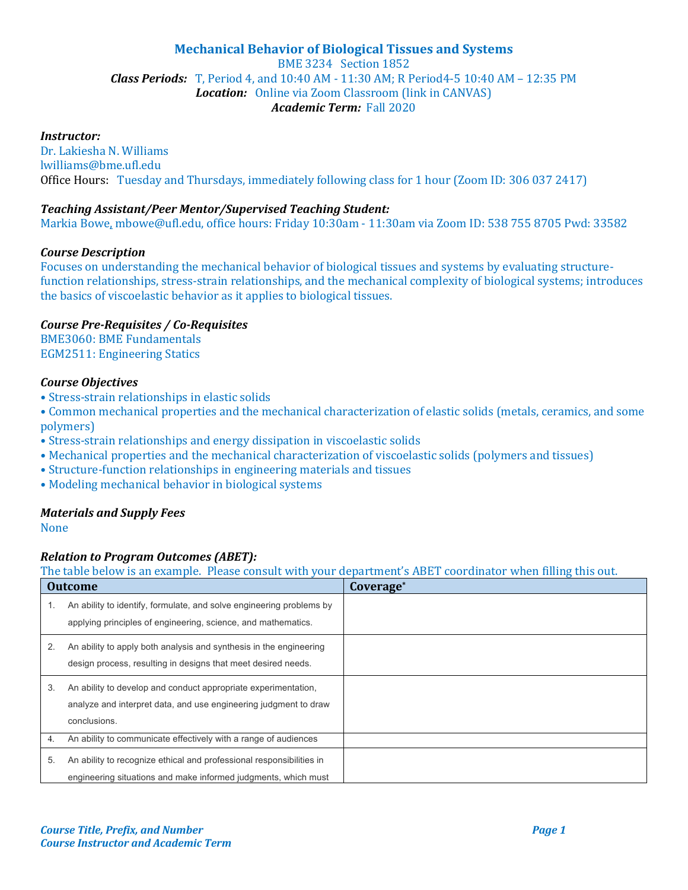# Mechanical Behavior of Biological Tissues and Systems

BME 3234 Section 1852

***Class Periods:*** T, Period 4, and 10:40 AM - 11:30 AM; R Period4-5 10:40 AM – 12:35 PM

***Location:*** Online via Zoom Classroom (link in CANVAS)

***Academic Term:*** Fall 2020

### *Instructor:*

Dr. Lakiesha N. Williams

lwilliams@bme.ufl.edu

Office Hours: Tuesday and Thursdays, immediately following class for 1 hour (Zoom ID: 306 037 2417)

### *Teaching Assistant/Peer Mentor/Supervised Teaching Student:*

Markia Bowe, mbowe@ufl.edu, office hours: Friday 10:30am - 11:30am via Zoom ID: 538 755 8705 Pwd: 33582

### *Course Description*

Focuses on understanding the mechanical behavior of biological tissues and systems by evaluating structure-function relationships, stress-strain relationships, and the mechanical complexity of biological systems; introduces the basics of viscoelastic behavior as it applies to biological tissues.

### *Course Pre-Requisites / Co-Requisites*

BME3060: BME Fundamentals

EGM2511: Engineering Statics

### *Course Objectives*

- Stress-strain relationships in elastic solids
- Common mechanical properties and the mechanical characterization of elastic solids (metals, ceramics, and some polymers)
- Stress-strain relationships and energy dissipation in viscoelastic solids
- Mechanical properties and the mechanical characterization of viscoelastic solids (polymers and tissues)
- Structure-function relationships in engineering materials and tissues
- Modeling mechanical behavior in biological systems

### *Materials and Supply Fees*

None

### *Relation to Program Outcomes (ABET):*

The table below is an example. Please consult with your department's ABET coordinator when filling this out.

| Outcome | Coverage* |
|---|---|
| 1. An ability to identify, formulate, and solve engineering problems by applying principles of engineering, science, and mathematics. | |
| 2. An ability to apply both analysis and synthesis in the engineering design process, resulting in designs that meet desired needs. | |
| 3. An ability to develop and conduct appropriate experimentation, analyze and interpret data, and use engineering judgment to draw conclusions. | |
| 4. An ability to communicate effectively with a range of audiences | |
| 5. An ability to recognize ethical and professional responsibilities in engineering situations and make informed judgments, which must | |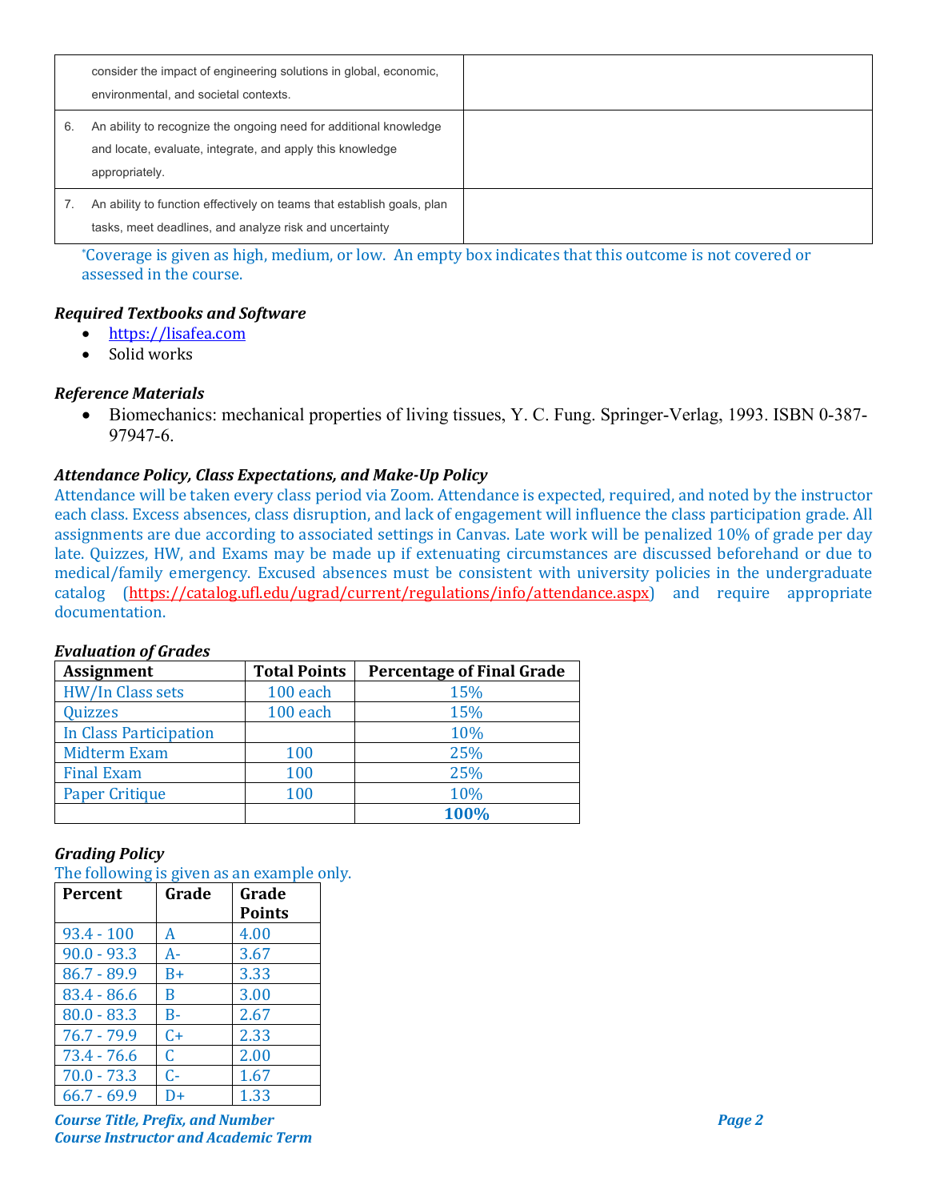| | |
|---|---|
| consider the impact of engineering solutions in global, economic, environmental, and societal contexts. | |
| 6. An ability to recognize the ongoing need for additional knowledge and locate, evaluate, integrate, and apply this knowledge appropriately. | |
| 7. An ability to function effectively on teams that establish goals, plan tasks, meet deadlines, and analyze risk and uncertainty | |

*Coverage is given as high, medium, or low. An empty box indicates that this outcome is not covered or assessed in the course.

### *Required Textbooks and Software*

- https://lisafea.com
- Solid works

### *Reference Materials*

- Biomechanics: mechanical properties of living tissues, Y. C. Fung. Springer-Verlag, 1993. ISBN 0-387-97947-6.

### *Attendance Policy, Class Expectations, and Make-Up Policy*

Attendance will be taken every class period via Zoom. Attendance is expected, required, and noted by the instructor each class. Excess absences, class disruption, and lack of engagement will influence the class participation grade. All assignments are due according to associated settings in Canvas. Late work will be penalized 10% of grade per day late. Quizzes, HW, and Exams may be made up if extenuating circumstances are discussed beforehand or due to medical/family emergency. Excused absences must be consistent with university policies in the undergraduate catalog (https://catalog.ufl.edu/ugrad/current/regulations/info/attendance.aspx) and require appropriate documentation.

### *Evaluation of Grades*

| Assignment | Total Points | Percentage of Final Grade |
|---|---|---|
| HW/In Class sets | 100 each | 15% |
| Quizzes | 100 each | 15% |
| In Class Participation | | 10% |
| Midterm Exam | 100 | 25% |
| Final Exam | 100 | 25% |
| Paper Critique | 100 | 10% |
| | | **100%** |

### *Grading Policy*

The following is given as an example only.

| Percent | Grade | Grade Points |
|---|---|---|
| 93.4 - 100 | A | 4.00 |
| 90.0 - 93.3 | A- | 3.67 |
| 86.7 - 89.9 | B+ | 3.33 |
| 83.4 - 86.6 | B | 3.00 |
| 80.0 - 83.3 | B- | 2.67 |
| 76.7 - 79.9 | C+ | 2.33 |
| 73.4 - 76.6 | C | 2.00 |
| 70.0 - 73.3 | C- | 1.67 |
| 66.7 - 69.9 | D+ | 1.33 |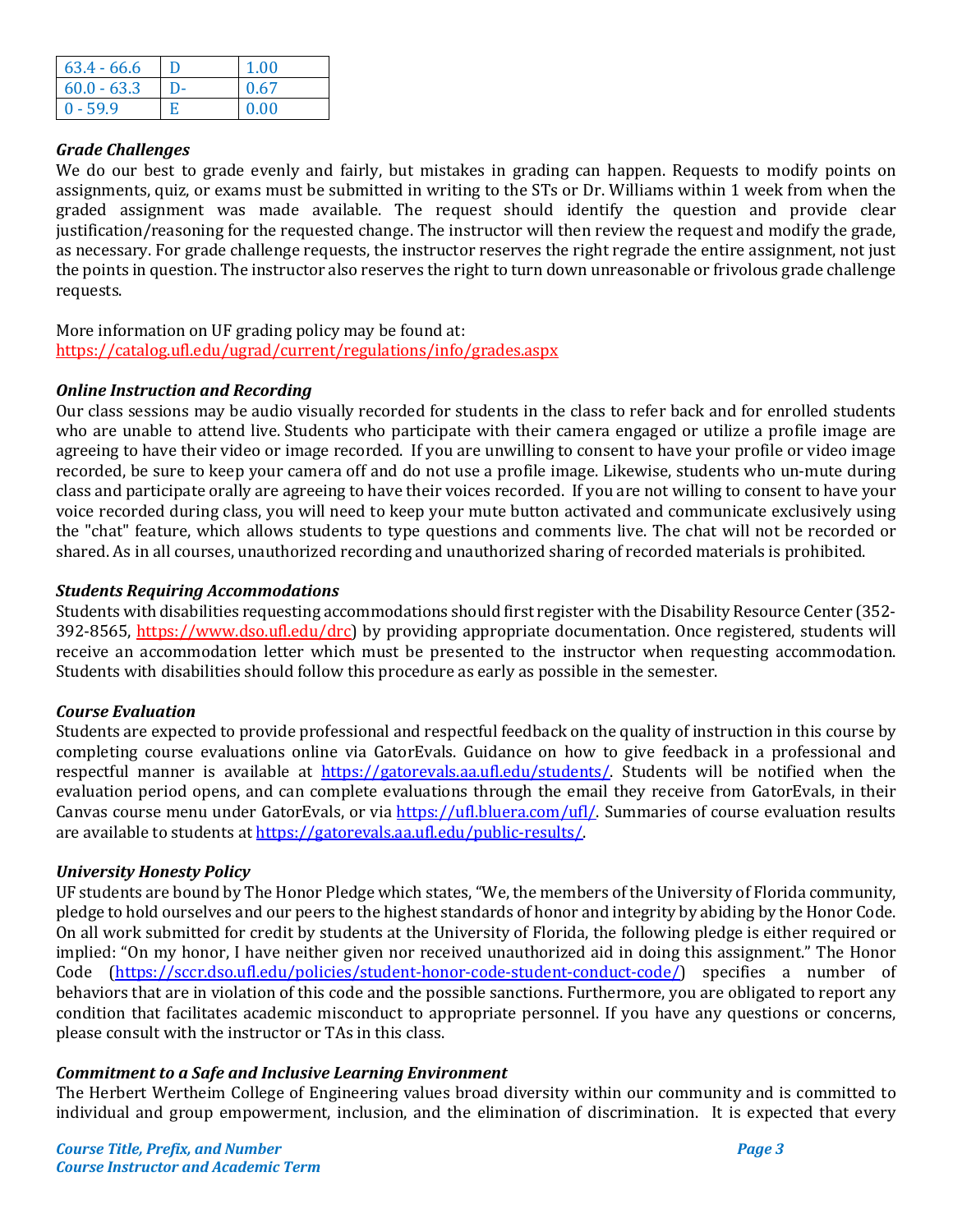| 63.4 - 66.6 | D | 1.00 |
|---|---|---|
| 60.0 - 63.3 | D- | 0.67 |
| 0 - 59.9 | E | 0.00 |

***Grade Challenges***

We do our best to grade evenly and fairly, but mistakes in grading can happen. Requests to modify points on assignments, quiz, or exams must be submitted in writing to the STs or Dr. Williams within 1 week from when the graded assignment was made available. The request should identify the question and provide clear justification/reasoning for the requested change. The instructor will then review the request and modify the grade, as necessary. For grade challenge requests, the instructor reserves the right regrade the entire assignment, not just the points in question. The instructor also reserves the right to turn down unreasonable or frivolous grade challenge requests.

More information on UF grading policy may be found at:
https://catalog.ufl.edu/ugrad/current/regulations/info/grades.aspx

***Online Instruction and Recording***

Our class sessions may be audio visually recorded for students in the class to refer back and for enrolled students who are unable to attend live. Students who participate with their camera engaged or utilize a profile image are agreeing to have their video or image recorded. If you are unwilling to consent to have your profile or video image recorded, be sure to keep your camera off and do not use a profile image. Likewise, students who un-mute during class and participate orally are agreeing to have their voices recorded. If you are not willing to consent to have your voice recorded during class, you will need to keep your mute button activated and communicate exclusively using the "chat" feature, which allows students to type questions and comments live. The chat will not be recorded or shared. As in all courses, unauthorized recording and unauthorized sharing of recorded materials is prohibited.

***Students Requiring Accommodations***

Students with disabilities requesting accommodations should first register with the Disability Resource Center (352-392-8565, https://www.dso.ufl.edu/drc) by providing appropriate documentation. Once registered, students will receive an accommodation letter which must be presented to the instructor when requesting accommodation. Students with disabilities should follow this procedure as early as possible in the semester.

***Course Evaluation***

Students are expected to provide professional and respectful feedback on the quality of instruction in this course by completing course evaluations online via GatorEvals. Guidance on how to give feedback in a professional and respectful manner is available at https://gatorevals.aa.ufl.edu/students/. Students will be notified when the evaluation period opens, and can complete evaluations through the email they receive from GatorEvals, in their Canvas course menu under GatorEvals, or via https://ufl.bluera.com/ufl/. Summaries of course evaluation results are available to students at https://gatorevals.aa.ufl.edu/public-results/.

***University Honesty Policy***

UF students are bound by The Honor Pledge which states, "We, the members of the University of Florida community, pledge to hold ourselves and our peers to the highest standards of honor and integrity by abiding by the Honor Code. On all work submitted for credit by students at the University of Florida, the following pledge is either required or implied: "On my honor, I have neither given nor received unauthorized aid in doing this assignment." The Honor Code (https://sccr.dso.ufl.edu/policies/student-honor-code-student-conduct-code/) specifies a number of behaviors that are in violation of this code and the possible sanctions. Furthermore, you are obligated to report any condition that facilitates academic misconduct to appropriate personnel. If you have any questions or concerns, please consult with the instructor or TAs in this class.

***Commitment to a Safe and Inclusive Learning Environment***

The Herbert Wertheim College of Engineering values broad diversity within our community and is committed to individual and group empowerment, inclusion, and the elimination of discrimination. It is expected that every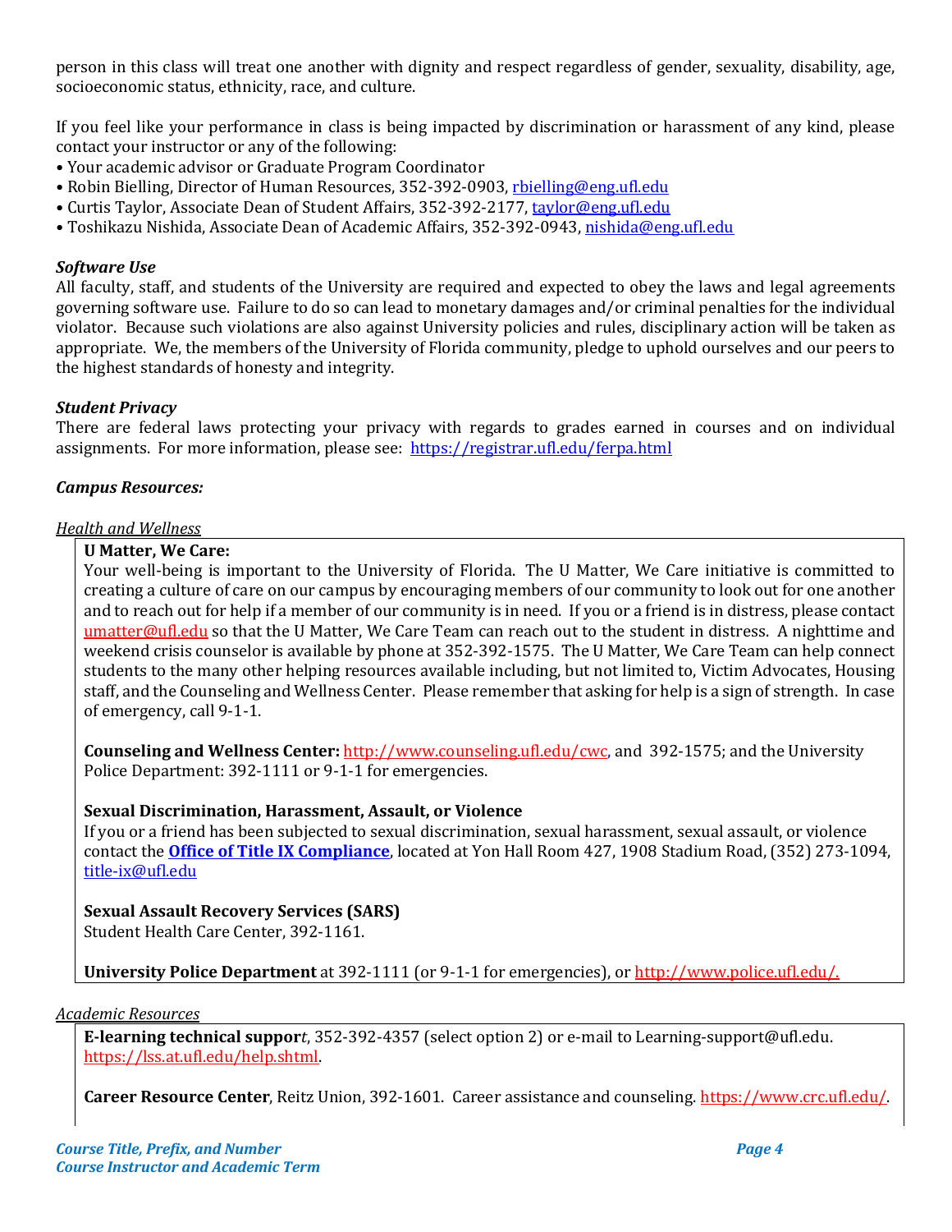person in this class will treat one another with dignity and respect regardless of gender, sexuality, disability, age, socioeconomic status, ethnicity, race, and culture.

If you feel like your performance in class is being impacted by discrimination or harassment of any kind, please contact your instructor or any of the following:

- Your academic advisor or Graduate Program Coordinator
- Robin Bielling, Director of Human Resources, 352-392-0903, rbielling@eng.ufl.edu
- Curtis Taylor, Associate Dean of Student Affairs, 352-392-2177, taylor@eng.ufl.edu
- Toshikazu Nishida, Associate Dean of Academic Affairs, 352-392-0943, nishida@eng.ufl.edu

### *Software Use*

All faculty, staff, and students of the University are required and expected to obey the laws and legal agreements governing software use. Failure to do so can lead to monetary damages and/or criminal penalties for the individual violator. Because such violations are also against University policies and rules, disciplinary action will be taken as appropriate. We, the members of the University of Florida community, pledge to uphold ourselves and our peers to the highest standards of honesty and integrity.

### *Student Privacy*

There are federal laws protecting your privacy with regards to grades earned in courses and on individual assignments. For more information, please see: https://registrar.ufl.edu/ferpa.html

### *Campus Resources:*

*Health and Wellness*

**U Matter, We Care:**
Your well-being is important to the University of Florida. The U Matter, We Care initiative is committed to creating a culture of care on our campus by encouraging members of our community to look out for one another and to reach out for help if a member of our community is in need. If you or a friend is in distress, please contact umatter@ufl.edu so that the U Matter, We Care Team can reach out to the student in distress. A nighttime and weekend crisis counselor is available by phone at 352-392-1575. The U Matter, We Care Team can help connect students to the many other helping resources available including, but not limited to, Victim Advocates, Housing staff, and the Counseling and Wellness Center. Please remember that asking for help is a sign of strength. In case of emergency, call 9-1-1.

**Counseling and Wellness Center:** http://www.counseling.ufl.edu/cwc, and 392-1575; and the University Police Department: 392-1111 or 9-1-1 for emergencies.

**Sexual Discrimination, Harassment, Assault, or Violence**
If you or a friend has been subjected to sexual discrimination, sexual harassment, sexual assault, or violence contact the **Office of Title IX Compliance**, located at Yon Hall Room 427, 1908 Stadium Road, (352) 273-1094, title-ix@ufl.edu

**Sexual Assault Recovery Services (SARS)**
Student Health Care Center, 392-1161.

**University Police Department** at 392-1111 (or 9-1-1 for emergencies), or http://www.police.ufl.edu/.

*Academic Resources*

**E-learning technical support**, 352-392-4357 (select option 2) or e-mail to Learning-support@ufl.edu. https://lss.at.ufl.edu/help.shtml.

**Career Resource Center**, Reitz Union, 392-1601. Career assistance and counseling. https://www.crc.ufl.edu/.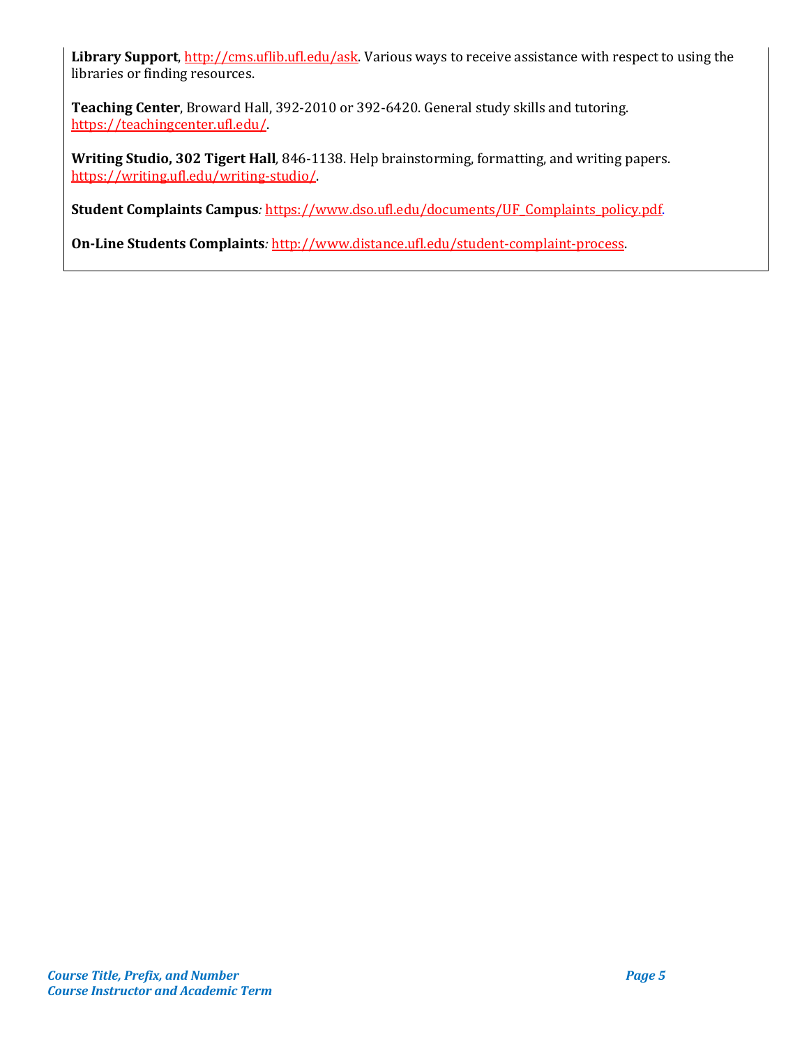**Library Support**, http://cms.uflib.ufl.edu/ask. Various ways to receive assistance with respect to using the libraries or finding resources.

**Teaching Center**, Broward Hall, 392-2010 or 392-6420. General study skills and tutoring. https://teachingcenter.ufl.edu/.

**Writing Studio, 302 Tigert Hall**, 846-1138. Help brainstorming, formatting, and writing papers. https://writing.ufl.edu/writing-studio/.

**Student Complaints Campus***:* https://www.dso.ufl.edu/documents/UF_Complaints_policy.pdf.

**On-Line Students Complaints***:* http://www.distance.ufl.edu/student-complaint-process.